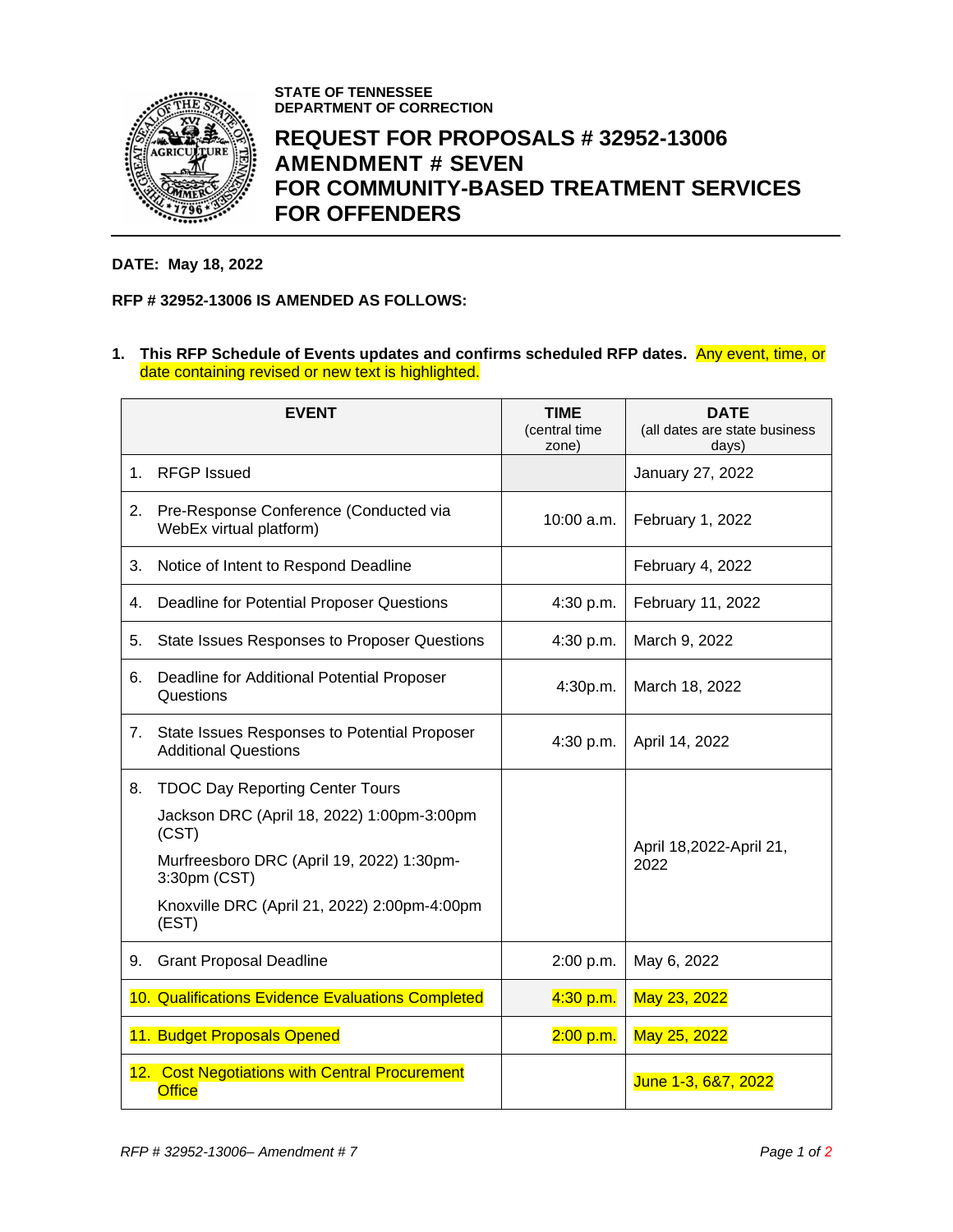**STATE OF TENNESSEE**
**DEPARTMENT OF CORRECTION**

# REQUEST FOR PROPOSALS # 32952-13006 AMENDMENT # SEVEN FOR COMMUNITY-BASED TREATMENT SERVICES FOR OFFENDERS

**DATE: May 18, 2022**

**RFP # 32952-13006 IS AMENDED AS FOLLOWS:**

1. **This RFP Schedule of Events updates and confirms scheduled RFP dates.** Any event, time, or date containing revised or new text is highlighted.

| EVENT | TIME (central time zone) | DATE (all dates are state business days) |
|---|---|---|
| 1. RFGP Issued | | January 27, 2022 |
| 2. Pre-Response Conference (Conducted via WebEx virtual platform) | 10:00 a.m. | February 1, 2022 |
| 3. Notice of Intent to Respond Deadline | | February 4, 2022 |
| 4. Deadline for Potential Proposer Questions | 4:30 p.m. | February 11, 2022 |
| 5. State Issues Responses to Proposer Questions | 4:30 p.m. | March 9, 2022 |
| 6. Deadline for Additional Potential Proposer Questions | 4:30p.m. | March 18, 2022 |
| 7. State Issues Responses to Potential Proposer Additional Questions | 4:30 p.m. | April 14, 2022 |
| 8. TDOC Day Reporting Center Tours<br>Jackson DRC (April 18, 2022) 1:00pm-3:00pm (CST)<br>Murfreesboro DRC (April 19, 2022) 1:30pm-3:30pm (CST)<br>Knoxville DRC (April 21, 2022) 2:00pm-4:00pm (EST) | | April 18,2022-April 21, 2022 |
| 9. Grant Proposal Deadline | 2:00 p.m. | May 6, 2022 |
| 10. Qualifications Evidence Evaluations Completed | 4:30 p.m. | May 23, 2022 |
| 11. Budget Proposals Opened | 2:00 p.m. | May 25, 2022 |
| 12. Cost Negotiations with Central Procurement Office | | June 1-3, 6&7, 2022 |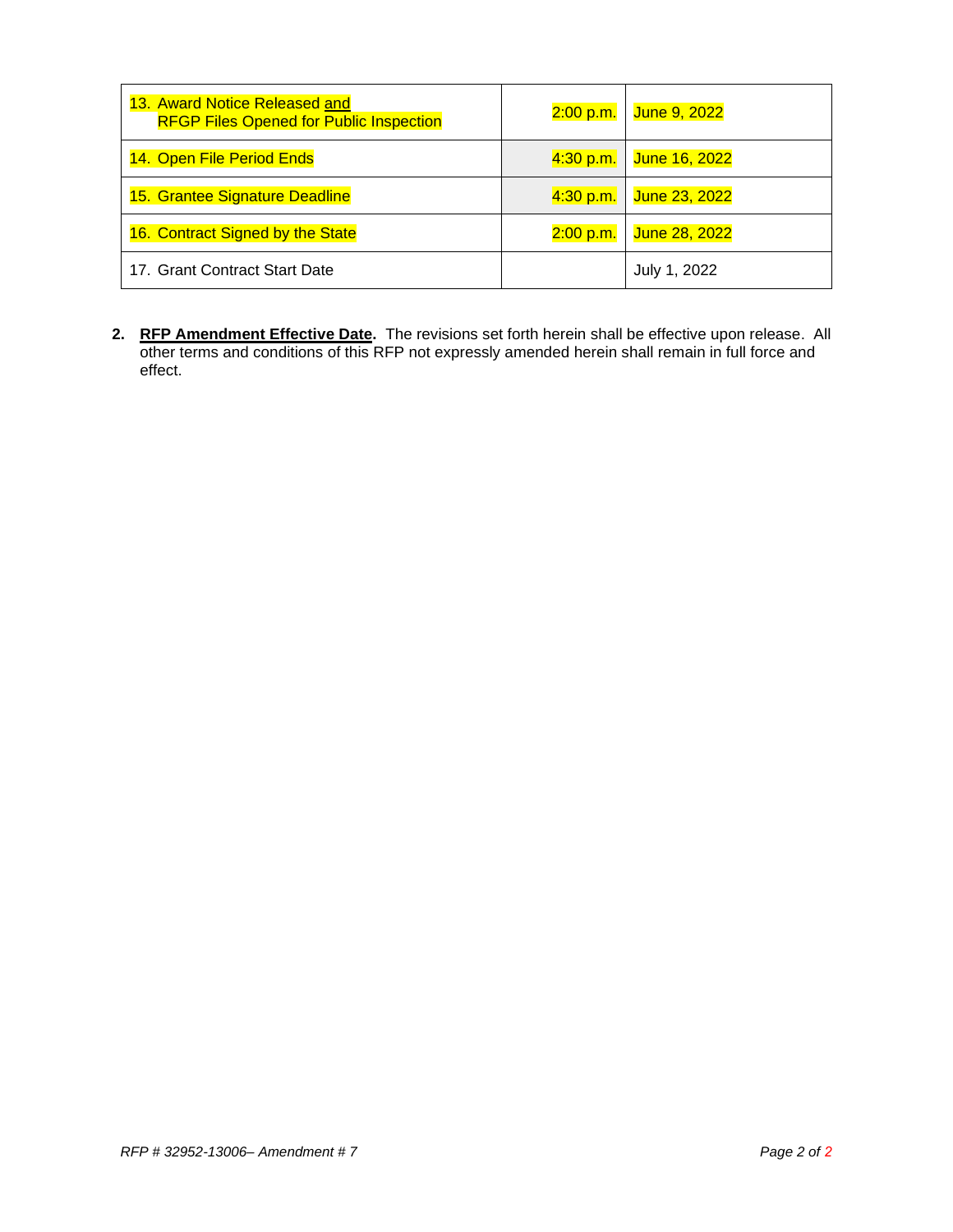| | | |
|---|---|---|
| 13. Award Notice Released and RFGP Files Opened for Public Inspection | 2:00 p.m. | June 9, 2022 |
| 14. Open File Period Ends | 4:30 p.m. | June 16, 2022 |
| 15. Grantee Signature Deadline | 4:30 p.m. | June 23, 2022 |
| 16. Contract Signed by the State | 2:00 p.m. | June 28, 2022 |
| 17. Grant Contract Start Date | | July 1, 2022 |

2. **RFP Amendment Effective Date.** The revisions set forth herein shall be effective upon release. All other terms and conditions of this RFP not expressly amended herein shall remain in full force and effect.